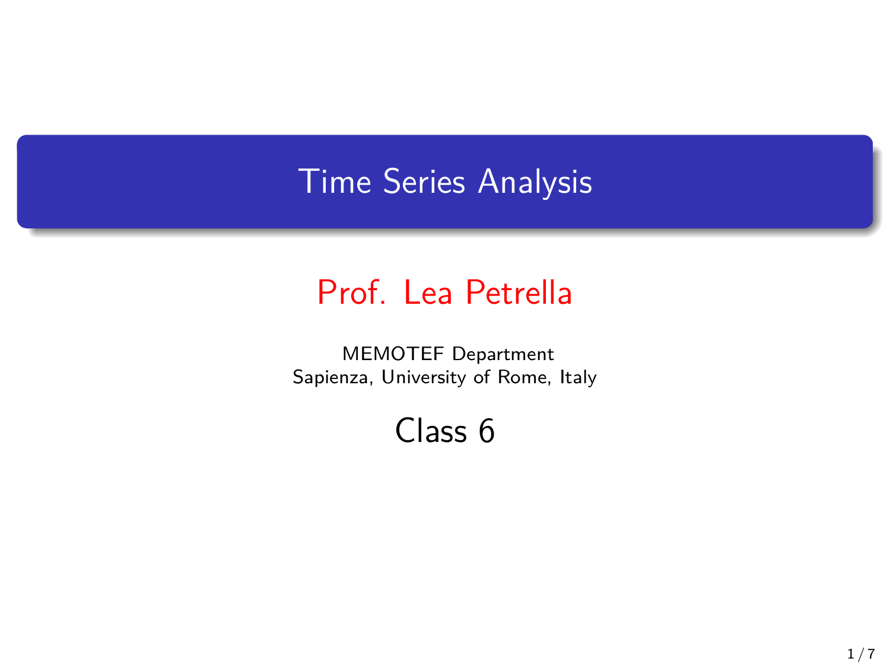# Time Series Analysis

## Prof. Lea Petrella

MEMOTEF Department
Sapienza, University of Rome, Italy

### Class 6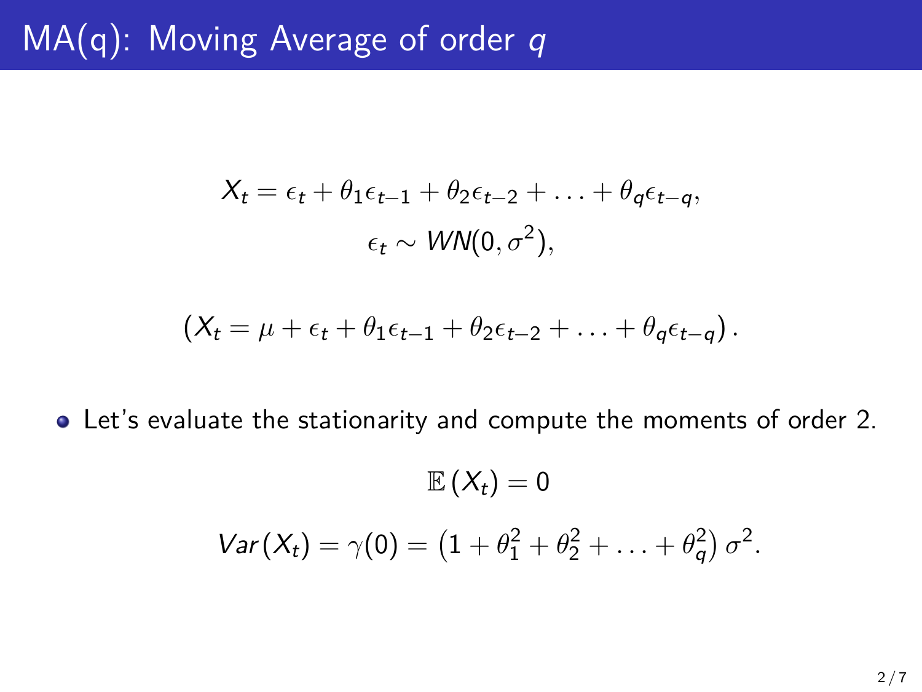# MA(q): Moving Average of order $q$

$$X_t = \epsilon_t + \theta_1 \epsilon_{t-1} + \theta_2 \epsilon_{t-2} + \ldots + \theta_q \epsilon_{t-q},$$

$$\epsilon_t \sim WN(0, \sigma^2),$$

$$\left( X_t = \mu + \epsilon_t + \theta_1 \epsilon_{t-1} + \theta_2 \epsilon_{t-2} + \ldots + \theta_q \epsilon_{t-q} \right).$$

- Let's evaluate the stationarity and compute the moments of order 2.

$$\mathbb{E}\left(X_t\right) = 0$$

$$Var\left(X_t\right) = \gamma(0) = \left(1 + \theta_1^2 + \theta_2^2 + \ldots + \theta_q^2\right) \sigma^2.$$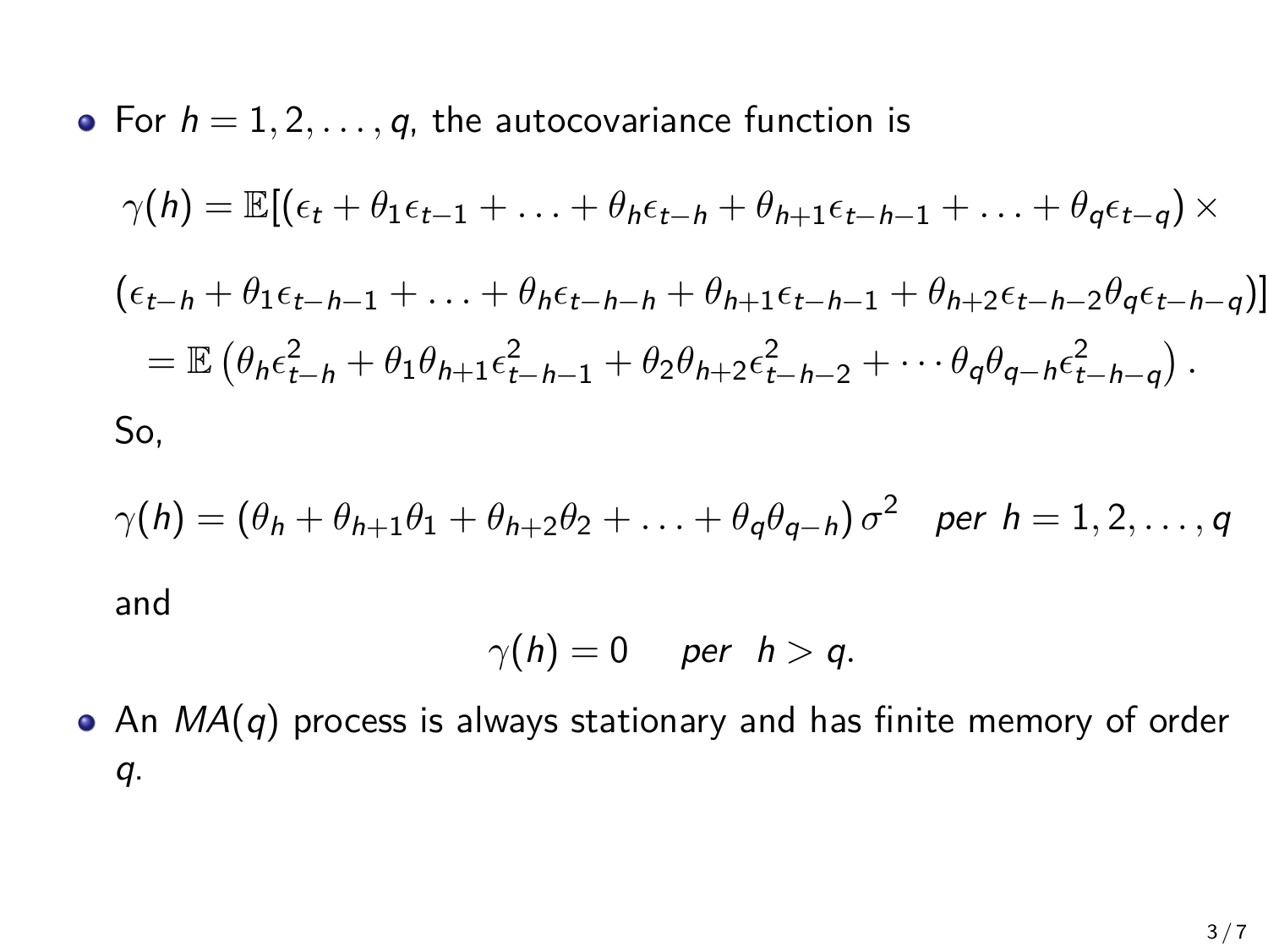- For $h = 1, 2, \ldots, q$, the autocovariance function is

$$\gamma(h) = \mathbb{E}[(\epsilon_t + \theta_1 \epsilon_{t-1} + \ldots + \theta_h \epsilon_{t-h} + \theta_{h+1}\epsilon_{t-h-1} + \ldots + \theta_q \epsilon_{t-q}) \times$$

$$(\epsilon_{t-h} + \theta_1 \epsilon_{t-h-1} + \ldots + \theta_h \epsilon_{t-h-h} + \theta_{h+1}\epsilon_{t-h-1} + \theta_{h+2}\epsilon_{t-h-2}\theta_q \epsilon_{t-h-q})]$$
$$= \mathbb{E}\left(\theta_h \epsilon_{t-h}^2 + \theta_1 \theta_{h+1}\epsilon_{t-h-1}^2 + \theta_2 \theta_{h+2}\epsilon_{t-h-2}^2 + \cdots \theta_q \theta_{q-h}\epsilon_{t-h-q}^2\right).$$

  So,

$$\gamma(h) = \left(\theta_h + \theta_{h+1}\theta_1 + \theta_{h+2}\theta_2 + \ldots + \theta_q \theta_{q-h}\right)\sigma^2 \quad \textit{per } h = 1, 2, \ldots, q$$

  and

$$\gamma(h) = 0 \quad \textit{per} \;\; h > q.$$

- An $MA(q)$ process is always stationary and has finite memory of order $q$.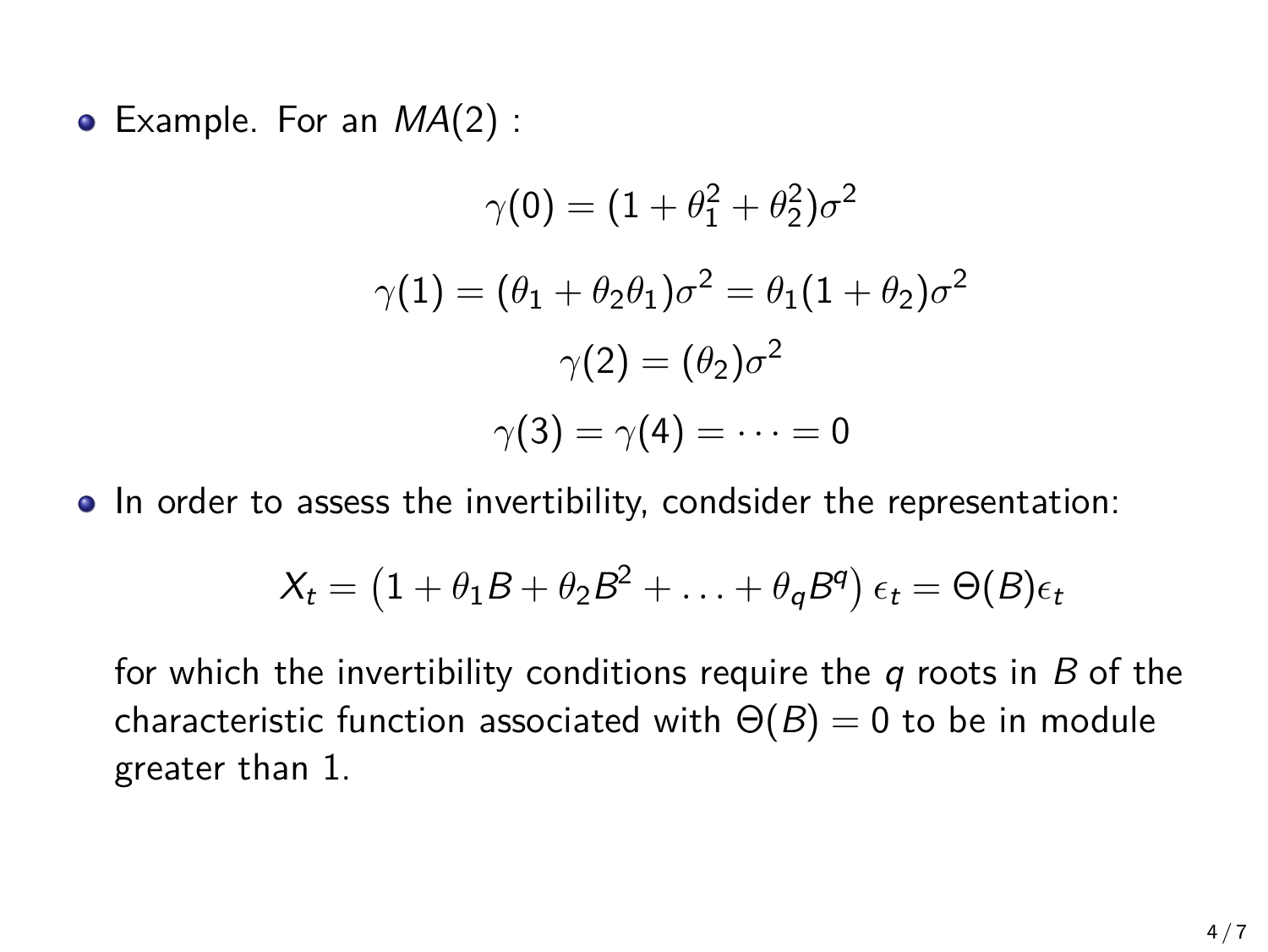- Example. For an $MA(2)$ :

$$\gamma(0) = (1 + \theta_1^2 + \theta_2^2)\sigma^2$$

$$\gamma(1) = (\theta_1 + \theta_2\theta_1)\sigma^2 = \theta_1(1 + \theta_2)\sigma^2$$

$$\gamma(2) = (\theta_2)\sigma^2$$

$$\gamma(3) = \gamma(4) = \cdots = 0$$

- In order to assess the invertibility, condsider the representation:

$$X_t = \left(1 + \theta_1 B + \theta_2 B^2 + \ldots + \theta_q B^q\right)\epsilon_t = \Theta(B)\epsilon_t$$

  for which the invertibility conditions require the $q$ roots in $B$ of the characteristic function associated with $\Theta(B) = 0$ to be in module greater than 1.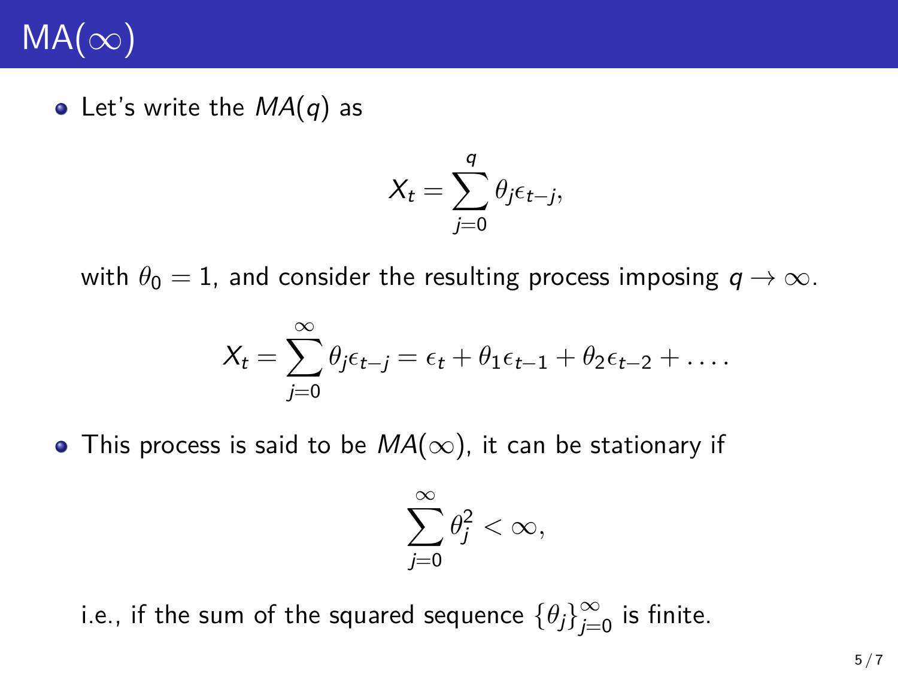# MA($\infty$)

- Let's write the $MA(q)$ as

$$X_t = \sum_{j=0}^{q} \theta_j \epsilon_{t-j},$$

with $\theta_0 = 1$, and consider the resulting process imposing $q \to \infty$.

$$X_t = \sum_{j=0}^{\infty} \theta_j \epsilon_{t-j} = \epsilon_t + \theta_1 \epsilon_{t-1} + \theta_2 \epsilon_{t-2} + \dots .$$

- This process is said to be $MA(\infty)$, it can be stationary if

$$\sum_{j=0}^{\infty} \theta_j^2 < \infty,$$

i.e., if the sum of the squared sequence $\{\theta_j\}_{j=0}^{\infty}$ is finite.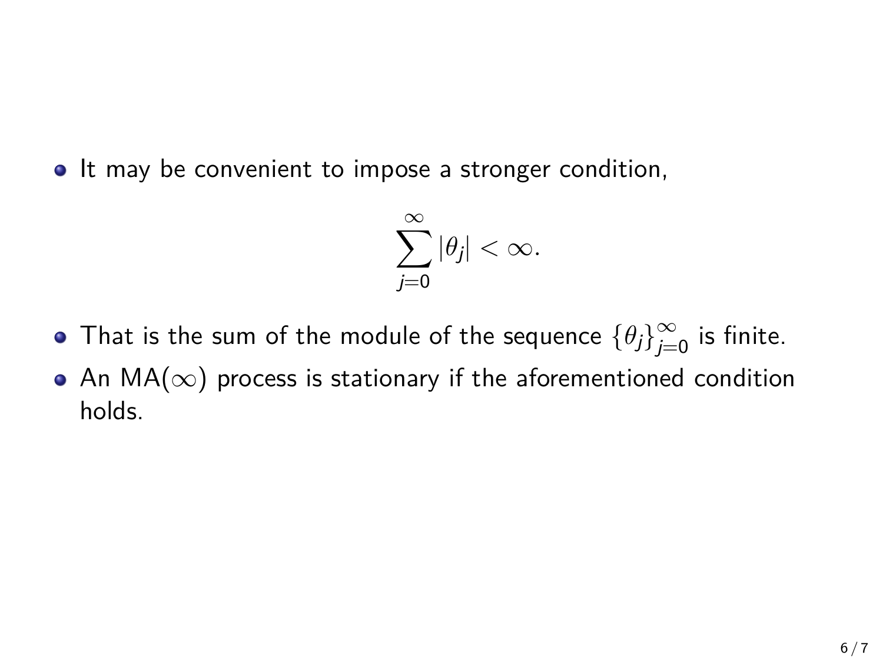- It may be convenient to impose a stronger condition,

$$\sum_{j=0}^{\infty} |\theta_j| < \infty.$$

- That is the sum of the module of the sequence $\{\theta_j\}_{j=0}^{\infty}$ is finite.
- An MA($\infty$) process is stationary if the aforementioned condition holds.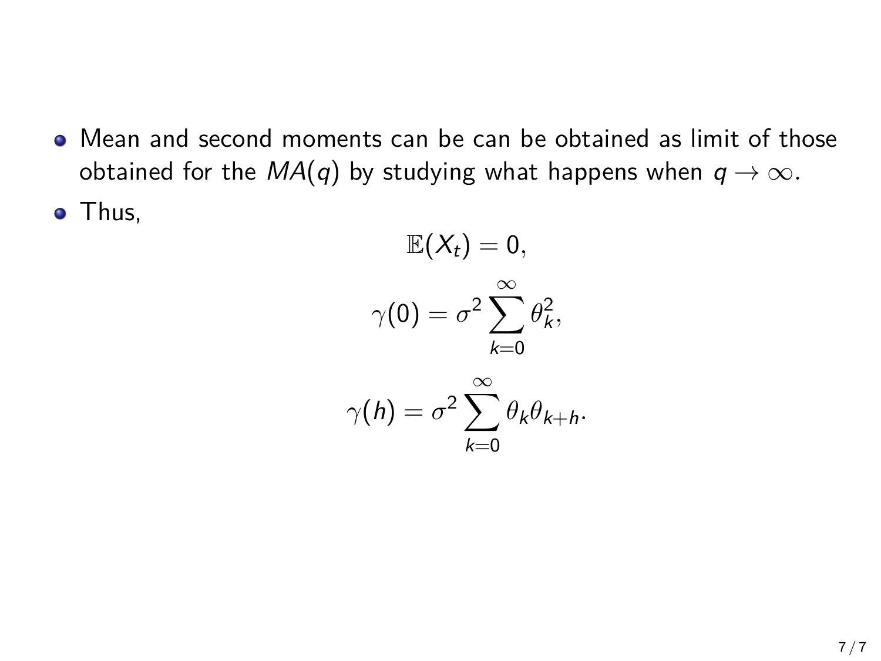- Mean and second moments can be can be obtained as limit of those obtained for the $MA(q)$ by studying what happens when $q \to \infty$.
- Thus,

$$\mathbb{E}(X_t) = 0,$$

$$\gamma(0) = \sigma^2 \sum_{k=0}^{\infty} \theta_k^2,$$

$$\gamma(h) = \sigma^2 \sum_{k=0}^{\infty} \theta_k \theta_{k+h}.$$